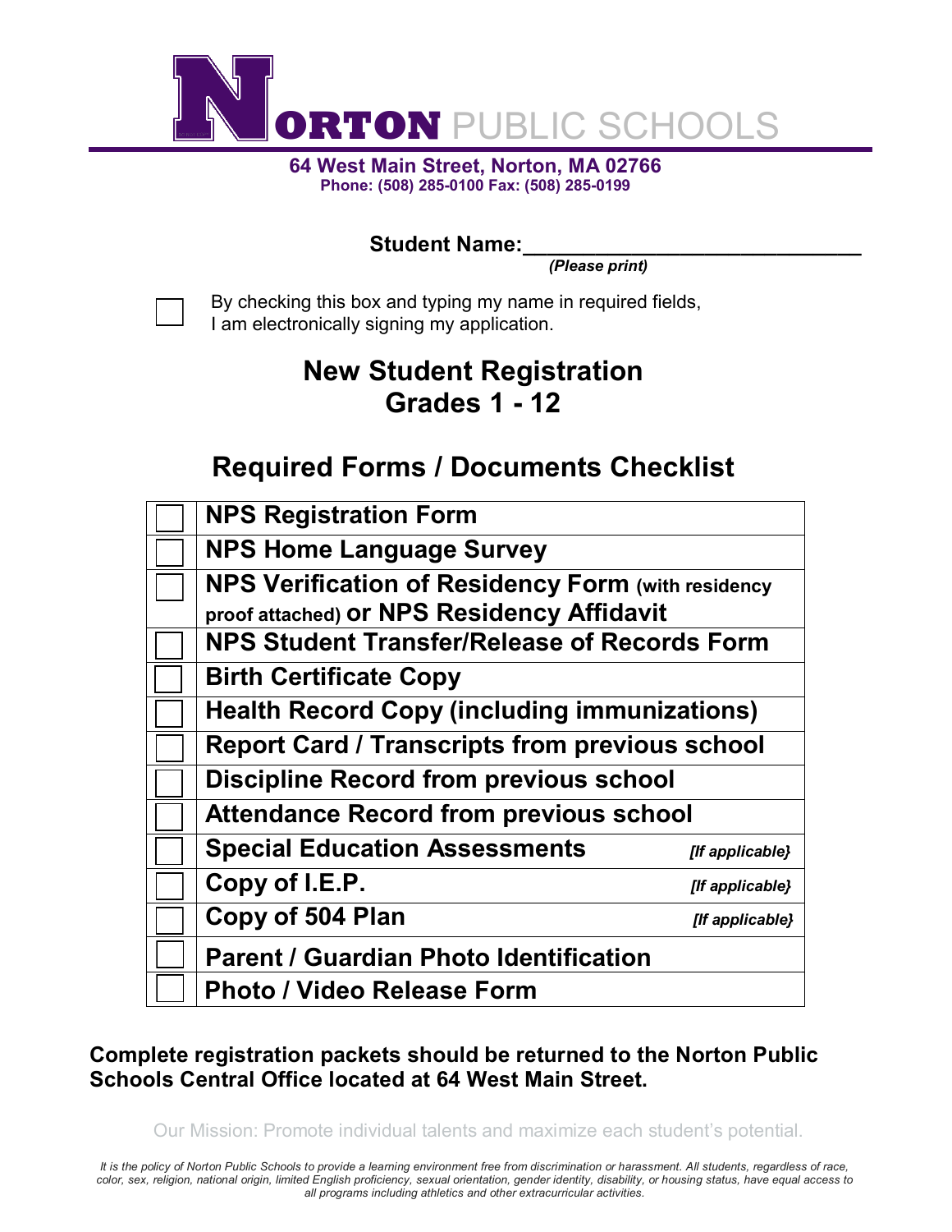# NORTON PUBLIC SCHOOLS

**64 West Main Street, Norton, MA 02766**
**Phone: (508) 285-0100 Fax: (508) 285-0199**

**Student Name:**______________________________
***(Please print)***

☐ By checking this box and typing my name in required fields, I am electronically signing my application.

## New Student Registration
## Grades 1 - 12

## Required Forms / Documents Checklist

| | |
|---|---|
| ☐ | **NPS Registration Form** |
| ☐ | **NPS Home Language Survey** |
| ☐ | **NPS Verification of Residency Form (with residency proof attached) or NPS Residency Affidavit** |
| ☐ | **NPS Student Transfer/Release of Records Form** |
| ☐ | **Birth Certificate Copy** |
| ☐ | **Health Record Copy (including immunizations)** |
| ☐ | **Report Card / Transcripts from previous school** |
| ☐ | **Discipline Record from previous school** |
| ☐ | **Attendance Record from previous school** |
| ☐ | **Special Education Assessments** *[If applicable}* |
| ☐ | **Copy of I.E.P.** *[If applicable}* |
| ☐ | **Copy of 504 Plan** *[If applicable}* |
| ☐ | **Parent / Guardian Photo Identification** |
| ☐ | **Photo / Video Release Form** |

**Complete registration packets should be returned to the Norton Public Schools Central Office located at 64 West Main Street.**

Our Mission: Promote individual talents and maximize each student's potential.

*It is the policy of Norton Public Schools to provide a learning environment free from discrimination or harassment. All students, regardless of race, color, sex, religion, national origin, limited English proficiency, sexual orientation, gender identity, disability, or housing status, have equal access to all programs including athletics and other extracurricular activities.*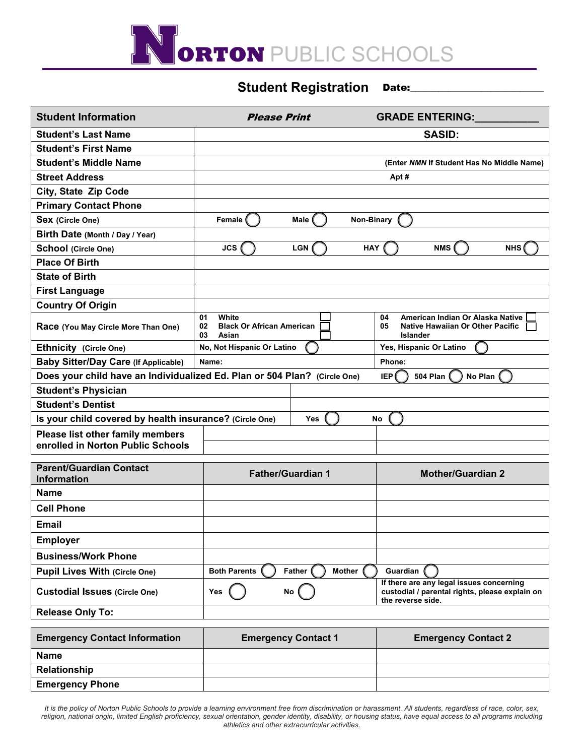# NORTON PUBLIC SCHOOLS

## Student Registration

**Date:**________________________

| **Student Information** | ***Please Print*** | **GRADE ENTERING:**__________ |
|---|---|---|
| **Student's Last Name** | | **SASID:** |
| **Student's First Name** | | |
| **Student's Middle Name** | | **(Enter *NMN* If Student Has No Middle Name)** |
| **Street Address** | | **Apt #** |
| **City, State Zip Code** | | |
| **Primary Contact Phone** | | |
| **Sex** (Circle One) | **Female** ◯ **Male** ◯ **Non-Binary** ◯ | |
| **Birth Date** (Month / Day / Year) | | |
| **School** (Circle One) | **JCS** ◯ **LGN** ◯ **HAY** ◯ | **NMS** ◯ **NHS** ◯ |
| **Place Of Birth** | | |
| **State of Birth** | | |
| **First Language** | | |
| **Country Of Origin** | | |
| **Race** (You May Circle More Than One) | **01 White** ☐ **02 Black Or African American** ☐ **03 Asian** ☐ | **04 American Indian Or Alaska Native** ☐ **05 Native Hawaiian Or Other Pacific Islander** ☐ |
| **Ethnicity** (Circle One) | **No, Not Hispanic Or Latino** ◯ | **Yes, Hispanic Or Latino** ◯ |
| **Baby Sitter/Day Care** (If Applicable) | **Name:** | **Phone:** |
| **Does your child have an Individualized Ed. Plan or 504 Plan?** (Circle One) | | **IEP** ◯ **504 Plan** ◯ **No Plan** ◯ |
| **Student's Physician** | | |
| **Student's Dentist** | | |
| **Is your child covered by health insurance?** (Circle One) | **Yes** ◯ | **No** ◯ |
| **Please list other family members enrolled in Norton Public Schools** | | |
| | | |

| **Parent/Guardian Contact Information** | **Father/Guardian 1** | **Mother/Guardian 2** |
|---|---|---|
| **Name** | | |
| **Cell Phone** | | |
| **Email** | | |
| **Employer** | | |
| **Business/Work Phone** | | |
| **Pupil Lives With** (Circle One) | **Both Parents** ◯ **Father** ◯ **Mother** ◯ | **Guardian** ◯ |
| **Custodial Issues** (Circle One) | **Yes** ◯ **No** ◯ | **If there are any legal issues concerning custodial / parental rights, please explain on the reverse side.** |
| **Release Only To:** | | |

| **Emergency Contact Information** | **Emergency Contact 1** | **Emergency Contact 2** |
|---|---|---|
| **Name** | | |
| **Relationship** | | |
| **Emergency Phone** | | |

*It is the policy of Norton Public Schools to provide a learning environment free from discrimination or harassment. All students, regardless of race, color, sex, religion, national origin, limited English proficiency, sexual orientation, gender identity, disability, or housing status, have equal access to all programs including athletics and other extracurricular activities.*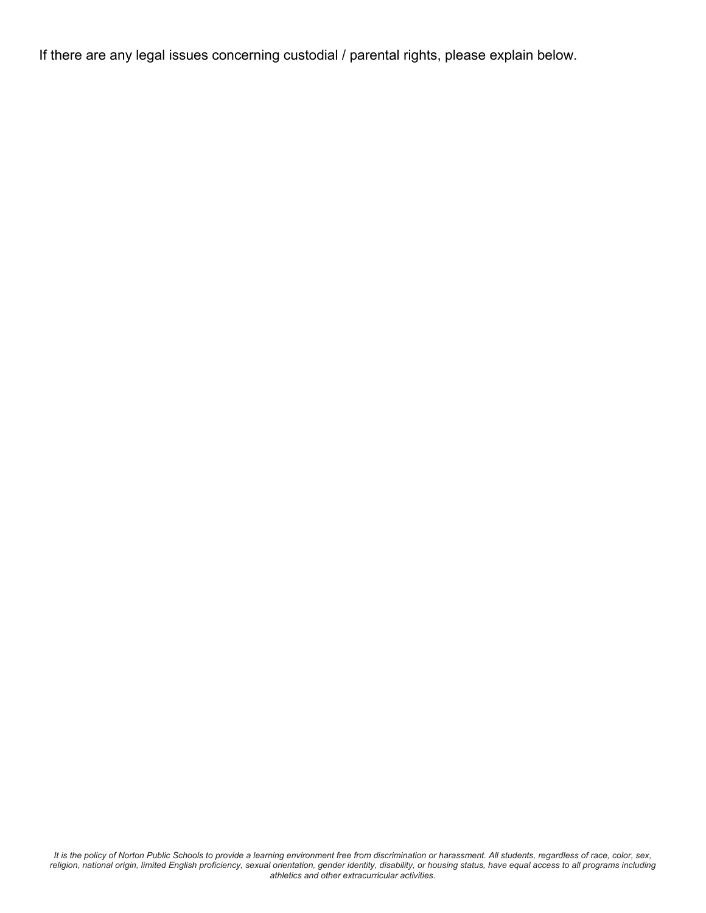If there are any legal issues concerning custodial / parental rights, please explain below.

*It is the policy of Norton Public Schools to provide a learning environment free from discrimination or harassment. All students, regardless of race, color, sex, religion, national origin, limited English proficiency, sexual orientation, gender identity, disability, or housing status, have equal access to all programs including athletics and other extracurricular activities.*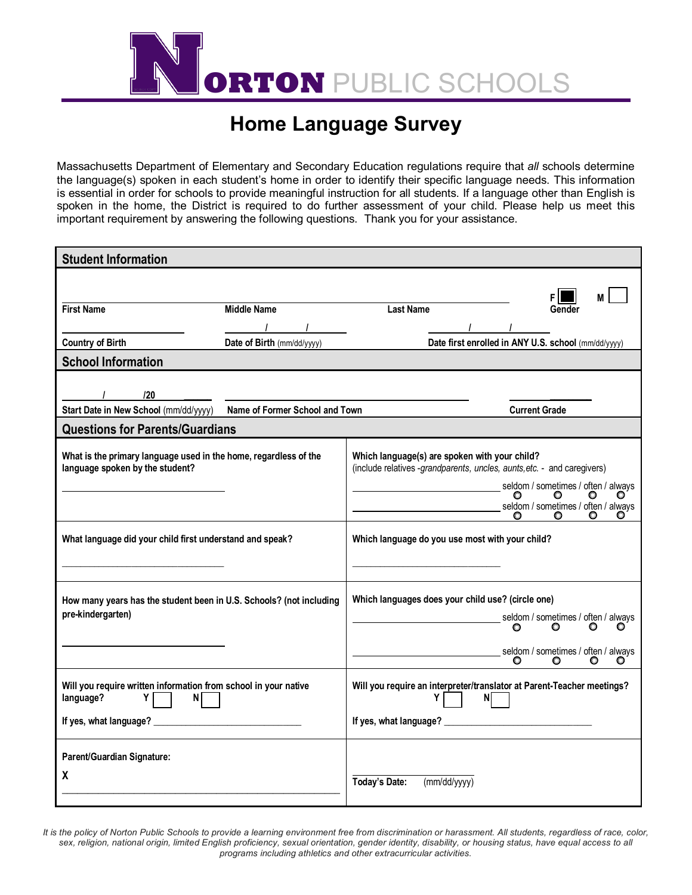# NORTON PUBLIC SCHOOLS

## Home Language Survey

Massachusetts Department of Elementary and Secondary Education regulations require that *all* schools determine the language(s) spoken in each student's home in order to identify their specific language needs. This information is essential in order for schools to provide meaningful instruction for all students. If a language other than English is spoken in the home, the District is required to do further assessment of your child. Please help us meet this important requirement by answering the following questions. Thank you for your assistance.

### Student Information

| | | | |
|---|---|---|---|
| First Name | Middle Name | Last Name | Gender F ☐ M ☐ |
| Country of Birth | Date of Birth (mm/dd/yyyy) ___/___/___ | Date first enrolled in ANY U.S. school (mm/dd/yyyy) ___/___/___ | |

### School Information

| | | |
|---|---|---|
| Start Date in New School (mm/dd/yyyy) ___/___/20___ | Name of Former School and Town | Current Grade |

### Questions for Parents/Guardians

| | |
|---|---|
| **What is the primary language used in the home, regardless of the language spoken by the student?**<br>____________________ | **Which language(s) are spoken with your child?**<br>(include relatives -*grandparents, uncles, aunts,etc.* - and caregivers)<br>____________________ seldom / sometimes / often / always<br>____________________ seldom / sometimes / often / always |
| **What language did your child first understand and speak?**<br>____________________ | **Which language do you use most with your child?**<br>____________________ |
| **How many years has the student been in U.S. Schools? (not including pre-kindergarten)**<br>____________________ | **Which languages does your child use? (circle one)**<br>____________________ seldom / sometimes / often / always<br>____________________ seldom / sometimes / often / always |
| **Will you require written information from school in your native language?** Y ☐ N ☐<br>**If yes, what language?** ____________________ | **Will you require an interpreter/translator at Parent-Teacher meetings?** Y ☐ N ☐<br>**If yes, what language?** ____________________ |
| **Parent/Guardian Signature:**<br>**X** ____________________ | **Today's Date:** (mm/dd/yyyy) |

*It is the policy of Norton Public Schools to provide a learning environment free from discrimination or harassment. All students, regardless of race, color, sex, religion, national origin, limited English proficiency, sexual orientation, gender identity, disability, or housing status, have equal access to all programs including athletics and other extracurricular activities.*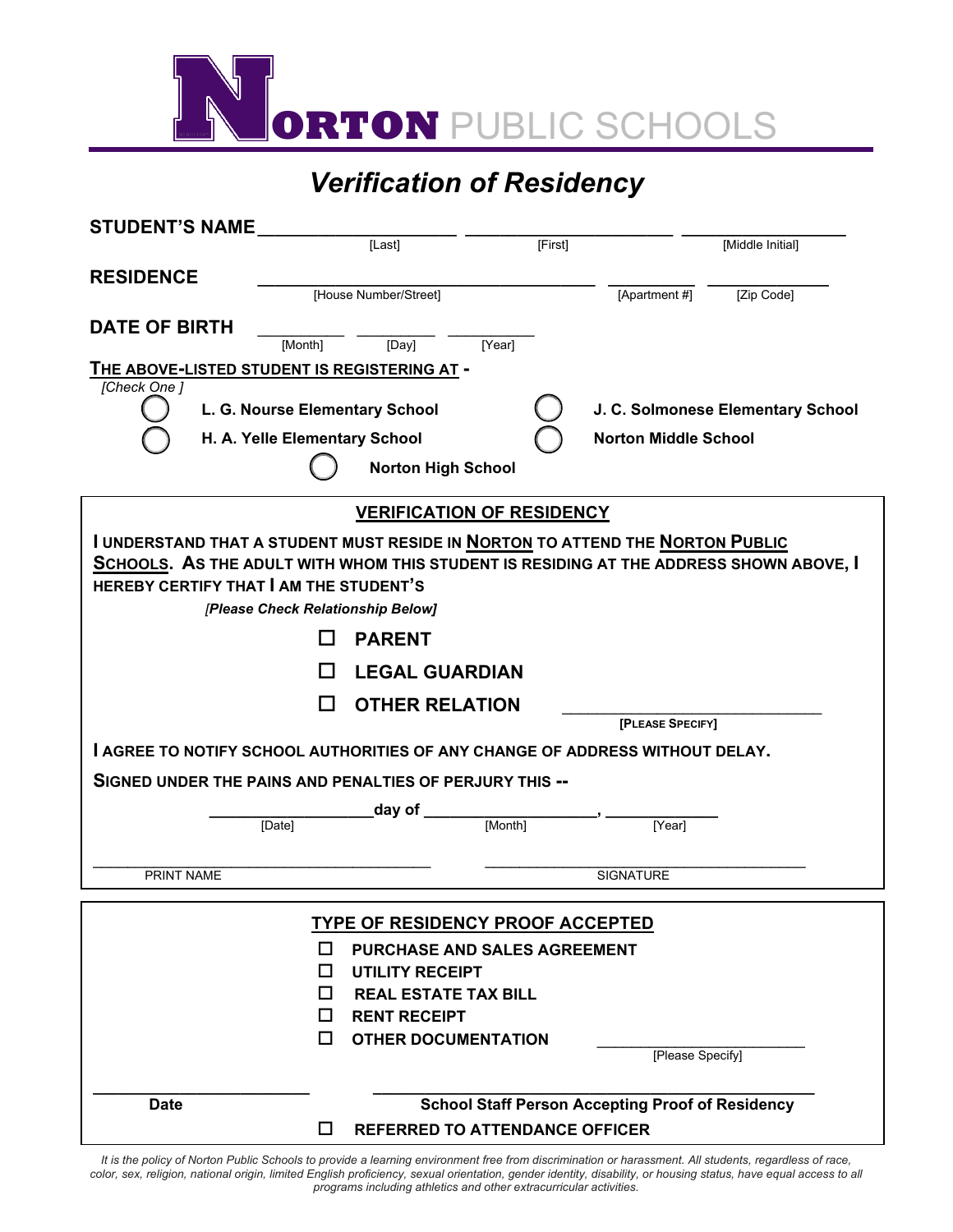# NORTON PUBLIC SCHOOLS

## *Verification of Residency*

**STUDENT'S NAME** ____________________ ____________________ ________________
[Last] [First] [Middle Initial]

**RESIDENCE** ________________________________ __________ __________
[House Number/Street] [Apartment #] [Zip Code]

**DATE OF BIRTH** ________ ________ ________
[Month] [Day] [Year]

**THE ABOVE-LISTED STUDENT IS REGISTERING AT -**
*[Check One ]*

- ◯ **L. G. Nourse Elementary School**
- ◯ **J. C. Solmonese Elementary School**
- ◯ **H. A. Yelle Elementary School**
- ◯ **Norton Middle School**
- ◯ **Norton High School**

### VERIFICATION OF RESIDENCY

**I UNDERSTAND THAT A STUDENT MUST RESIDE IN NORTON TO ATTEND THE NORTON PUBLIC SCHOOLS. AS THE ADULT WITH WHOM THIS STUDENT IS RESIDING AT THE ADDRESS SHOWN ABOVE, I HEREBY CERTIFY THAT I AM THE STUDENT'S**

***[Please Check Relationship Below]***

- ☐ **PARENT**
- ☐ **LEGAL GUARDIAN**
- ☐ **OTHER RELATION** ______________________________
  **[PLEASE SPECIFY]**

**I AGREE TO NOTIFY SCHOOL AUTHORITIES OF ANY CHANGE OF ADDRESS WITHOUT DELAY.**

**SIGNED UNDER THE PAINS AND PENALTIES OF PERJURY THIS --**

________________ **day of** ________________, ____________
[Date] [Month] [Year]

________________________________________ ________________________________________
PRINT NAME SIGNATURE

### TYPE OF RESIDENCY PROOF ACCEPTED

- ☐ **PURCHASE AND SALES AGREEMENT**
- ☐ **UTILITY RECEIPT**
- ☐ **REAL ESTATE TAX BILL**
- ☐ **RENT RECEIPT**
- ☐ **OTHER DOCUMENTATION** ________________________
  [Please Specify]

________________________ ________________________________________
**Date** **School Staff Person Accepting Proof of Residency**

☐ **REFERRED TO ATTENDANCE OFFICER**

*It is the policy of Norton Public Schools to provide a learning environment free from discrimination or harassment. All students, regardless of race, color, sex, religion, national origin, limited English proficiency, sexual orientation, gender identity, disability, or housing status, have equal access to all programs including athletics and other extracurricular activities.*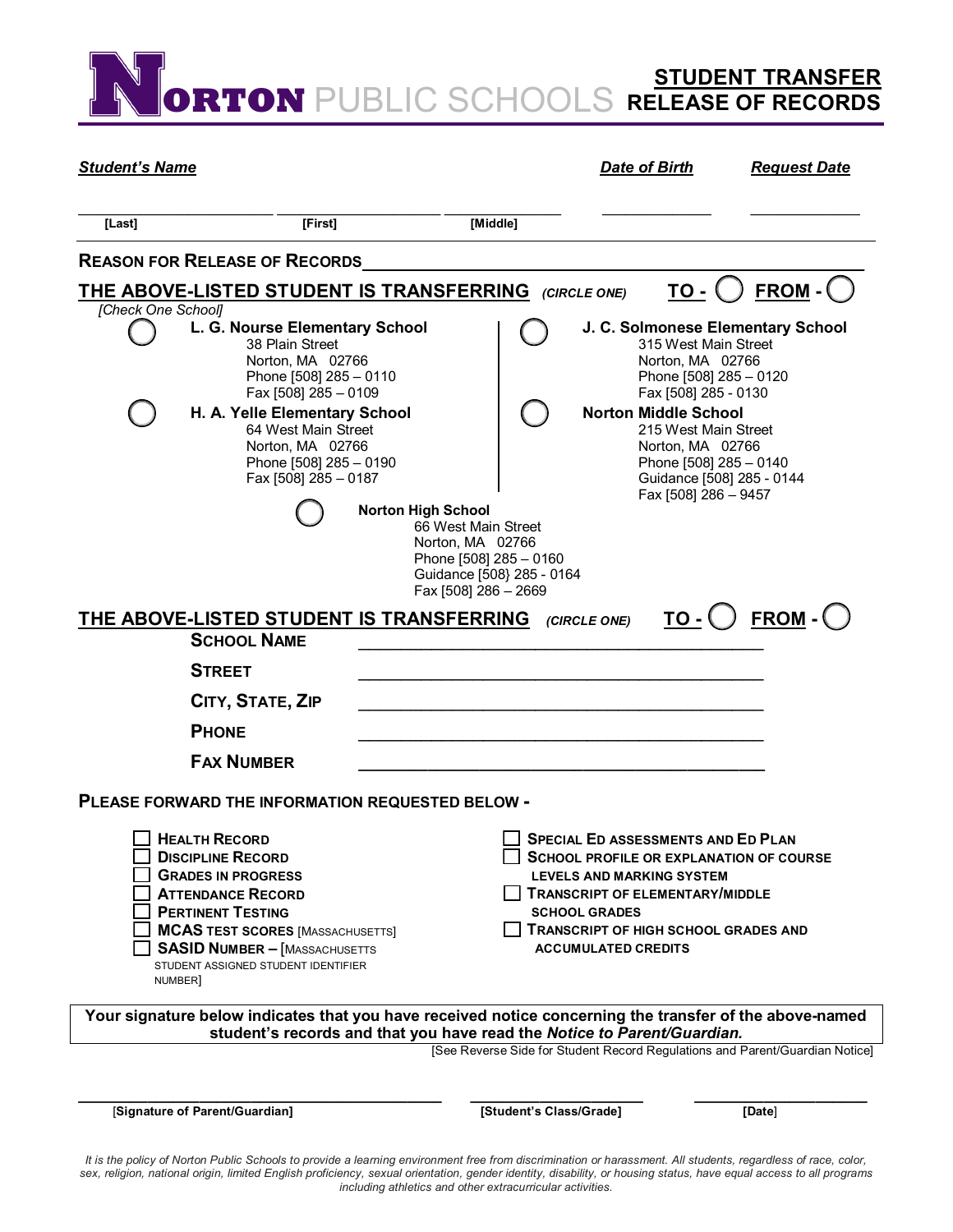# NORTON PUBLIC SCHOOLS

## STUDENT TRANSFER RELEASE OF RECORDS

***Student's Name*** | ***Date of Birth*** | ***Request Date***

_____________________ _____________________ _____________________ ______________ ______________

[Last] [First] [Middle]

**REASON FOR RELEASE OF RECORDS** ________________________________________________

**THE ABOVE-LISTED STUDENT IS TRANSFERRING** ***(CIRCLE ONE)*** **TO -** ◯ **FROM -** ◯

*[Check One School]*

◯ **L. G. Nourse Elementary School**
38 Plain Street
Norton, MA 02766
Phone [508] 285 – 0110
Fax [508] 285 – 0109

◯ **H. A. Yelle Elementary School**
64 West Main Street
Norton, MA 02766
Phone [508] 285 – 0190
Fax [508] 285 – 0187

◯ **J. C. Solmonese Elementary School**
315 West Main Street
Norton, MA 02766
Phone [508] 285 – 0120
Fax [508] 285 - 0130

◯ **Norton Middle School**
215 West Main Street
Norton, MA 02766
Phone [508] 285 – 0140
Guidance [508] 285 - 0144
Fax [508] 286 – 9457

◯ **Norton High School**
66 West Main Street
Norton, MA 02766
Phone [508] 285 – 0160
Guidance [508} 285 - 0164
Fax [508] 286 – 2669

**THE ABOVE-LISTED STUDENT IS TRANSFERRING** ***(CIRCLE ONE)*** **TO -** ◯ **FROM -** ◯

**SCHOOL NAME** ________________________________________________

**STREET** ________________________________________________

**CITY, STATE, ZIP** ________________________________________________

**PHONE** ________________________________________________

**FAX NUMBER** ________________________________________________

**PLEASE FORWARD THE INFORMATION REQUESTED BELOW -**

- ☐ **HEALTH RECORD**
- ☐ **DISCIPLINE RECORD**
- ☐ **GRADES IN PROGRESS**
- ☐ **ATTENDANCE RECORD**
- ☐ **PERTINENT TESTING**
- ☐ **MCAS TEST SCORES** [MASSACHUSETTS]
- ☐ **SASID NUMBER –** [MASSACHUSETTS STUDENT ASSIGNED STUDENT IDENTIFIER NUMBER]
- ☐ **SPECIAL ED ASSESSMENTS AND ED PLAN**
- ☐ **SCHOOL PROFILE OR EXPLANATION OF COURSE LEVELS AND MARKING SYSTEM**
- ☐ **TRANSCRIPT OF ELEMENTARY/MIDDLE SCHOOL GRADES**
- ☐ **TRANSCRIPT OF HIGH SCHOOL GRADES AND ACCUMULATED CREDITS**

**Your signature below indicates that you have received notice concerning the transfer of the above-named student's records and that you have read the *Notice to Parent/Guardian.***

[See Reverse Side for Student Record Regulations and Parent/Guardian Notice]

______________________________ ____________________ ____________________

**[Signature of Parent/Guardian]** **[Student's Class/Grade]** **[Date]**

*It is the policy of Norton Public Schools to provide a learning environment free from discrimination or harassment. All students, regardless of race, color, sex, religion, national origin, limited English proficiency, sexual orientation, gender identity, disability, or housing status, have equal access to all programs including athletics and other extracurricular activities.*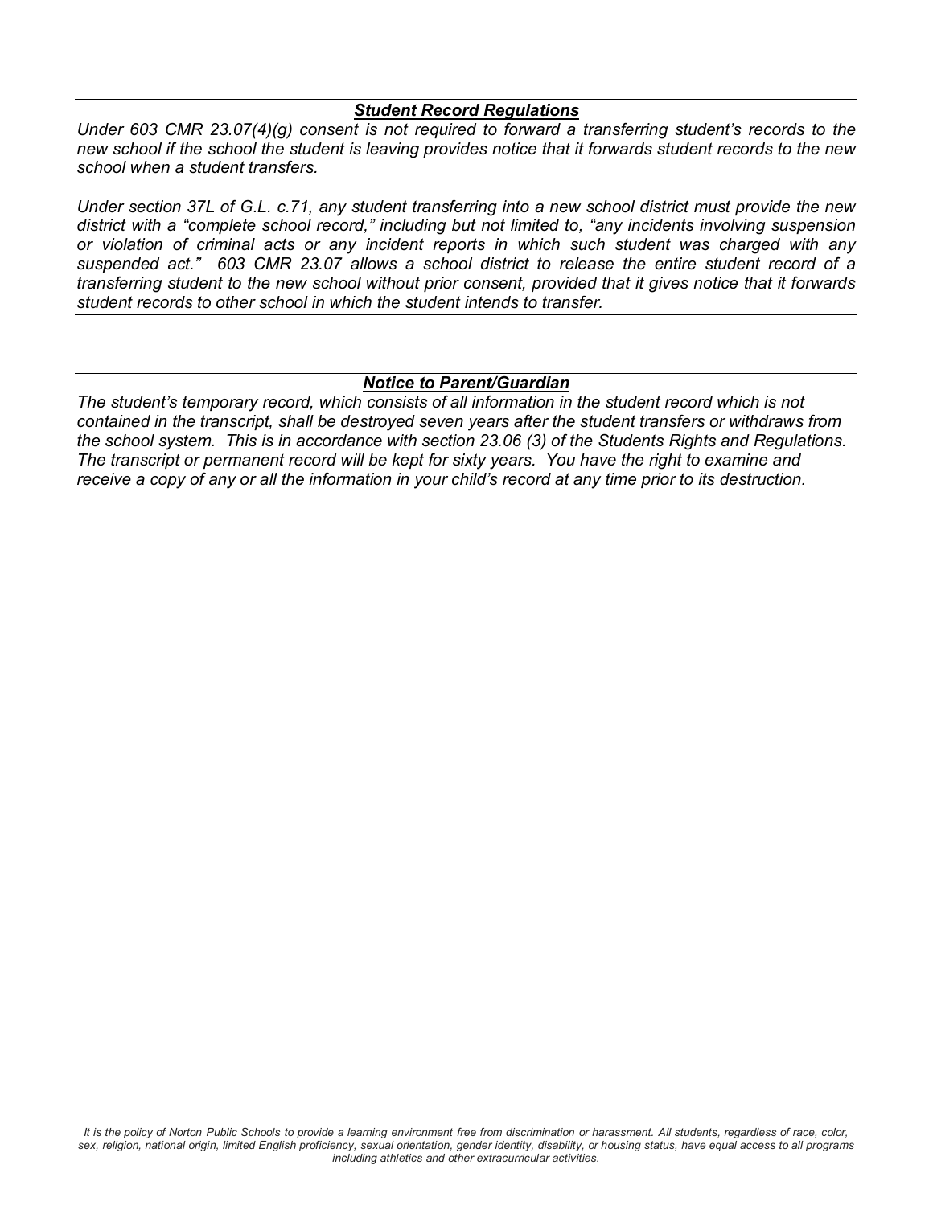### ***Student Record Regulations***

*Under 603 CMR 23.07(4)(g) consent is not required to forward a transferring student's records to the new school if the school the student is leaving provides notice that it forwards student records to the new school when a student transfers.*

*Under section 37L of G.L. c.71, any student transferring into a new school district must provide the new district with a "complete school record," including but not limited to, "any incidents involving suspension or violation of criminal acts or any incident reports in which such student was charged with any suspended act." 603 CMR 23.07 allows a school district to release the entire student record of a transferring student to the new school without prior consent, provided that it gives notice that it forwards student records to other school in which the student intends to transfer.*

### ***Notice to Parent/Guardian***

*The student's temporary record, which consists of all information in the student record which is not contained in the transcript, shall be destroyed seven years after the student transfers or withdraws from the school system. This is in accordance with section 23.06 (3) of the Students Rights and Regulations. The transcript or permanent record will be kept for sixty years. You have the right to examine and receive a copy of any or all the information in your child's record at any time prior to its destruction.*

*It is the policy of Norton Public Schools to provide a learning environment free from discrimination or harassment. All students, regardless of race, color, sex, religion, national origin, limited English proficiency, sexual orientation, gender identity, disability, or housing status, have equal access to all programs including athletics and other extracurricular activities.*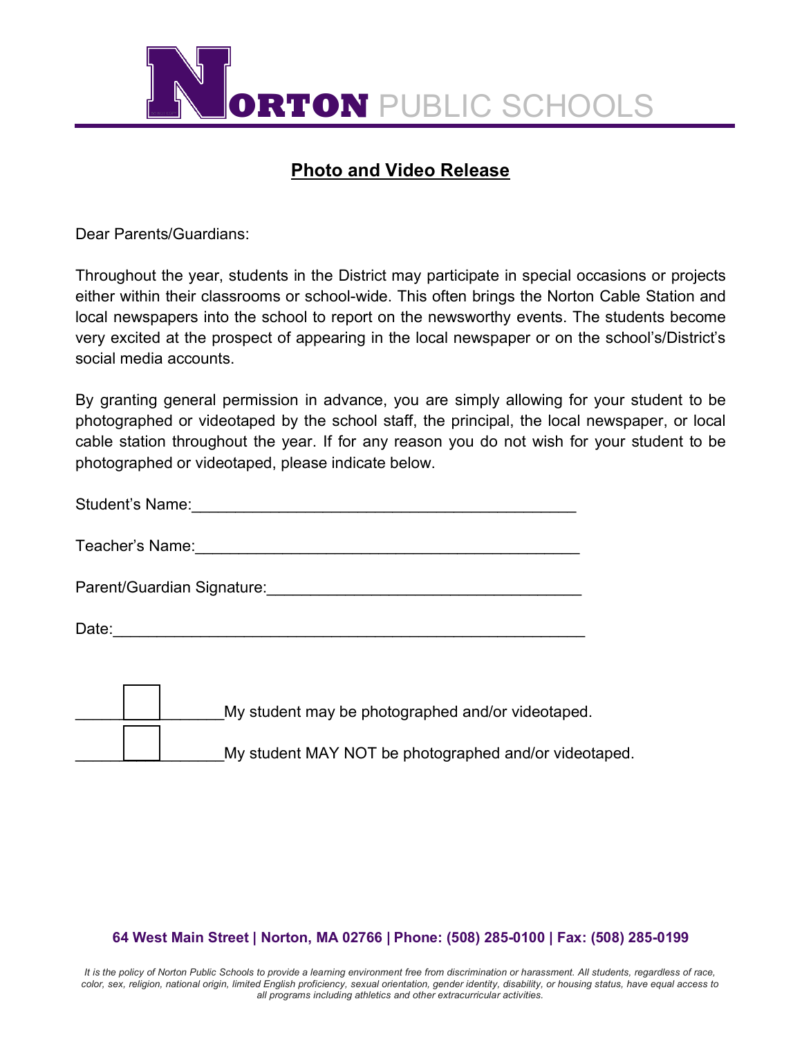NORTON PUBLIC SCHOOLS

## Photo and Video Release

Dear Parents/Guardians:

Throughout the year, students in the District may participate in special occasions or projects either within their classrooms or school-wide. This often brings the Norton Cable Station and local newspapers into the school to report on the newsworthy events. The students become very excited at the prospect of appearing in the local newspaper or on the school's/District's social media accounts.

By granting general permission in advance, you are simply allowing for your student to be photographed or videotaped by the school staff, the principal, the local newspaper, or local cable station throughout the year. If for any reason you do not wish for your student to be photographed or videotaped, please indicate below.

Student's Name:_____________________________________________

Teacher's Name:_____________________________________________

Parent/Guardian Signature:___________________________________

Date:______________________________________________________

☐ My student may be photographed and/or videotaped.

☐ My student MAY NOT be photographed and/or videotaped.

**64 West Main Street | Norton, MA 02766 | Phone: (508) 285-0100 | Fax: (508) 285-0199**

*It is the policy of Norton Public Schools to provide a learning environment free from discrimination or harassment. All students, regardless of race, color, sex, religion, national origin, limited English proficiency, sexual orientation, gender identity, disability, or housing status, have equal access to all programs including athletics and other extracurricular activities.*